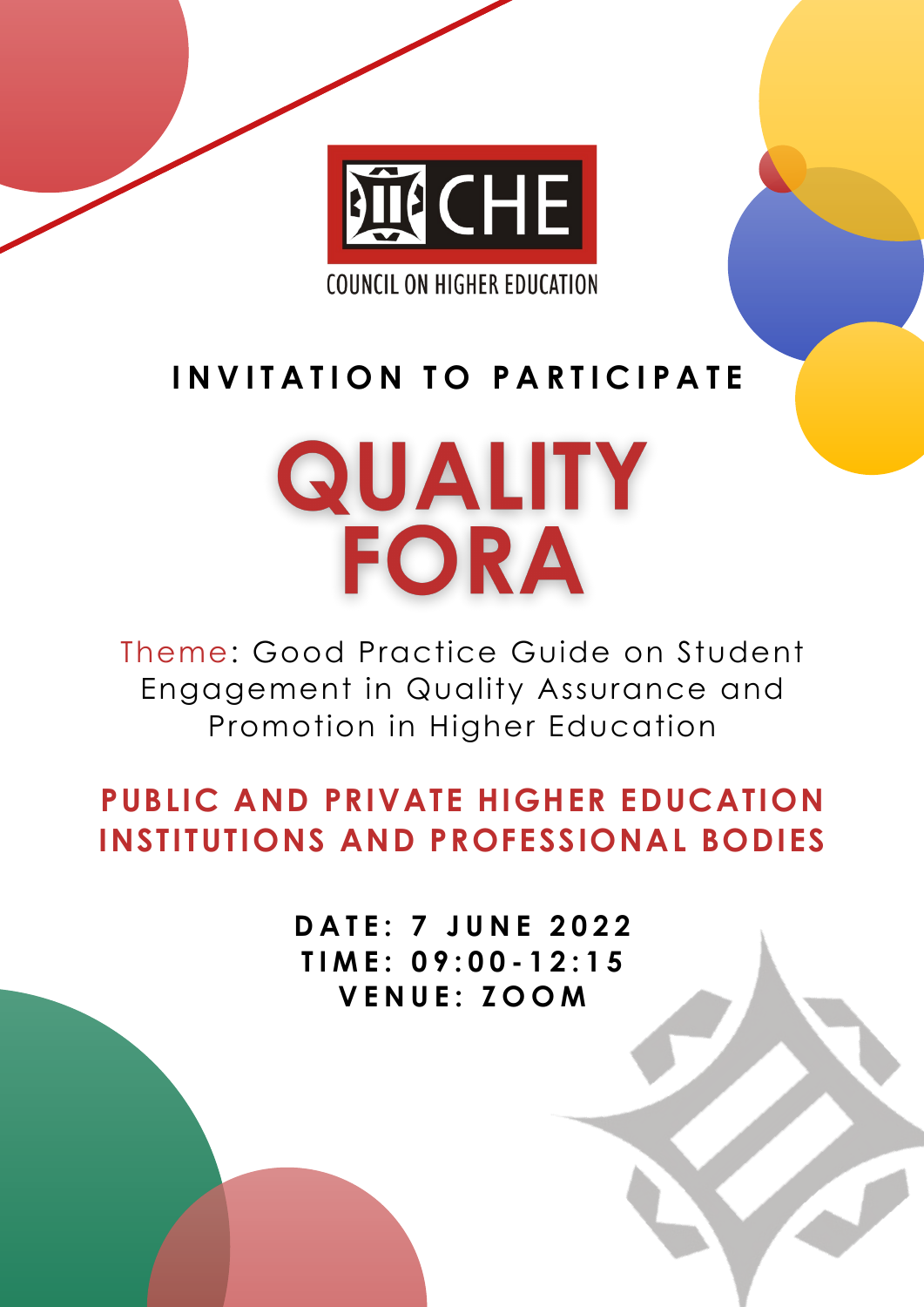CHE

COUNCIL ON HIGHER EDUCATION

## INVITATION TO PARTICIPATE

# QUALITY FORA

Theme: Good Practice Guide on Student Engagement in Quality Assurance and Promotion in Higher Education

## PUBLIC AND PRIVATE HIGHER EDUCATION INSTITUTIONS AND PROFESSIONAL BODIES

**DATE: 7 JUNE 2022**
**TIME: 09:00-12:15**
**VENUE: ZOOM**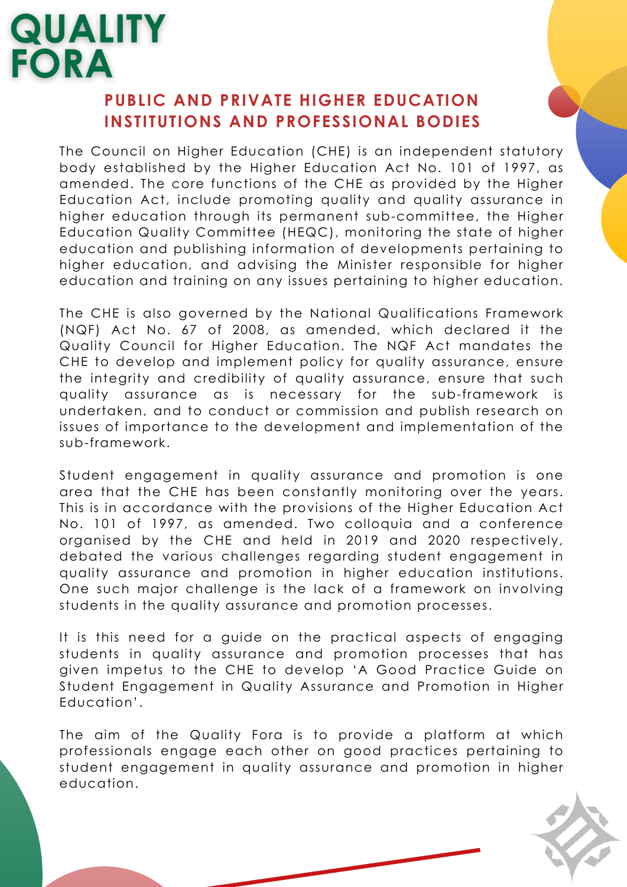# QUALITY FORA

## PUBLIC AND PRIVATE HIGHER EDUCATION INSTITUTIONS AND PROFESSIONAL BODIES

The Council on Higher Education (CHE) is an independent statutory body established by the Higher Education Act No. 101 of 1997, as amended. The core functions of the CHE as provided by the Higher Education Act, include promoting quality and quality assurance in higher education through its permanent sub-committee, the Higher Education Quality Committee (HEQC), monitoring the state of higher education and publishing information of developments pertaining to higher education, and advising the Minister responsible for higher education and training on any issues pertaining to higher education.

The CHE is also governed by the National Qualifications Framework (NQF) Act No. 67 of 2008, as amended, which declared it the Quality Council for Higher Education. The NQF Act mandates the CHE to develop and implement policy for quality assurance, ensure the integrity and credibility of quality assurance, ensure that such quality assurance as is necessary for the sub-framework is undertaken, and to conduct or commission and publish research on issues of importance to the development and implementation of the sub-framework.

Student engagement in quality assurance and promotion is one area that the CHE has been constantly monitoring over the years. This is in accordance with the provisions of the Higher Education Act No. 101 of 1997, as amended. Two colloquia and a conference organised by the CHE and held in 2019 and 2020 respectively, debated the various challenges regarding student engagement in quality assurance and promotion in higher education institutions. One such major challenge is the lack of a framework on involving students in the quality assurance and promotion processes.

It is this need for a guide on the practical aspects of engaging students in quality assurance and promotion processes that has given impetus to the CHE to develop 'A Good Practice Guide on Student Engagement in Quality Assurance and Promotion in Higher Education'.

The aim of the Quality Fora is to provide a platform at which professionals engage each other on good practices pertaining to student engagement in quality assurance and promotion in higher education.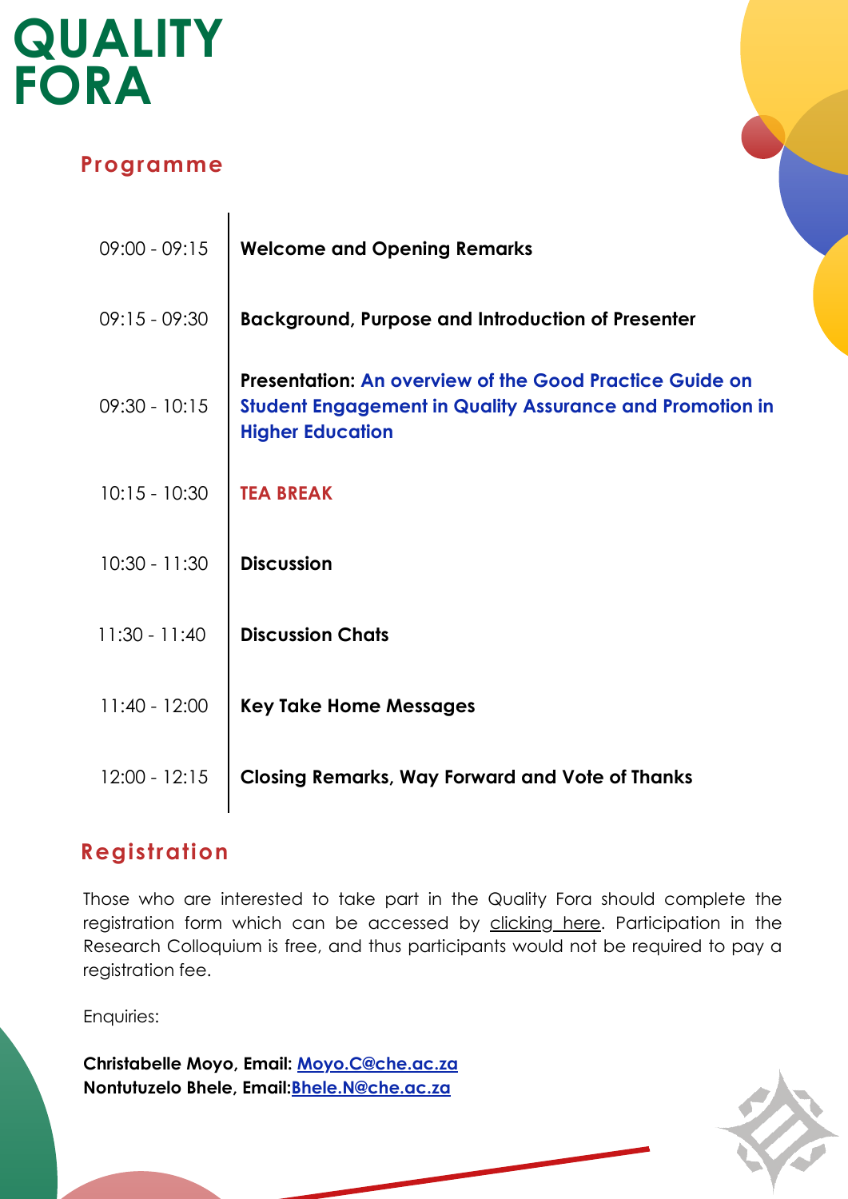# QUALITY FORA

## Programme

| | |
|---|---|
| 09:00 - 09:15 | **Welcome and Opening Remarks** |
| 09:15 - 09:30 | **Background, Purpose and Introduction of Presenter** |
| 09:30 - 10:15 | **Presentation: An overview of the Good Practice Guide on Student Engagement in Quality Assurance and Promotion in Higher Education** |
| 10:15 - 10:30 | **TEA BREAK** |
| 10:30 - 11:30 | **Discussion** |
| 11:30 - 11:40 | **Discussion Chats** |
| 11:40 - 12:00 | **Key Take Home Messages** |
| 12:00 - 12:15 | **Closing Remarks, Way Forward and Vote of Thanks** |

## Registration

Those who are interested to take part in the Quality Fora should complete the registration form which can be accessed by clicking here. Participation in the Research Colloquium is free, and thus participants would not be required to pay a registration fee.

Enquiries:

**Christabelle Moyo, Email:** Moyo.C@che.ac.za
**Nontutuzelo Bhele, Email:** Bhele.N@che.ac.za